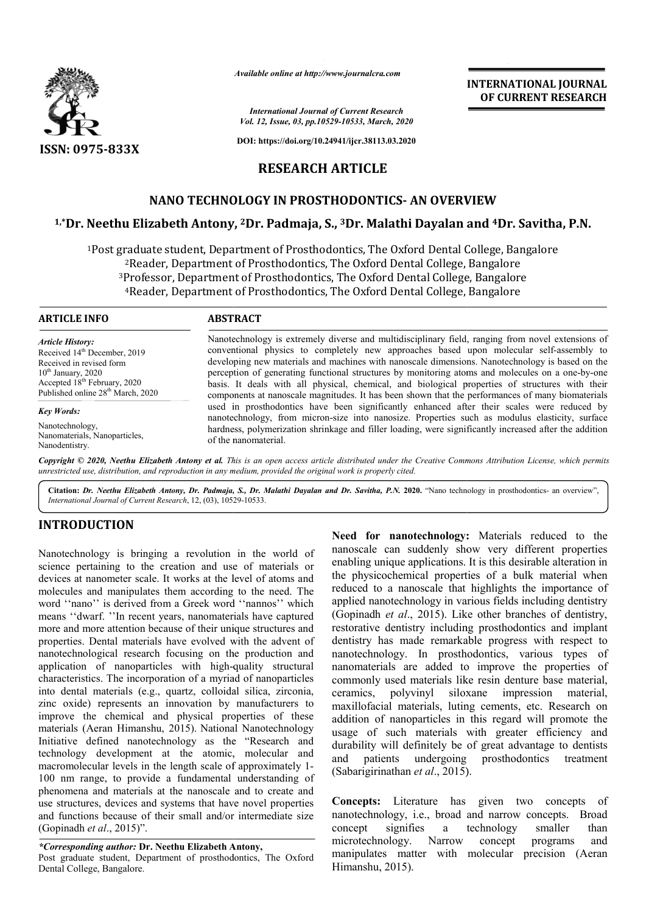*Available online at http://www.journalcra.com*

*International Journal of Current Research*
*Vol. 12, Issue, 03, pp.10529-10533, March, 2020*

**DOI: https://doi.org/10.24941/ijcr.38113.03.2020**

**INTERNATIONAL JOURNAL OF CURRENT RESEARCH**

**ISSN: 0975-833X**

## RESEARCH ARTICLE

# NANO TECHNOLOGY IN PROSTHODONTICS- AN OVERVIEW

**[1,*]Dr. Neethu Elizabeth Antony, [2]Dr. Padmaja, S., [3]Dr. Malathi Dayalan and [4]Dr. Savitha, P.N.**

[1]Post graduate student, Department of Prosthodontics, The Oxford Dental College, Bangalore
[2]Reader, Department of Prosthodontics, The Oxford Dental College, Bangalore
[3]Professor, Department of Prosthodontics, The Oxford Dental College, Bangalore
[4]Reader, Department of Prosthodontics, The Oxford Dental College, Bangalore

**ARTICLE INFO**

*Article History:*
Received 14th December, 2019
Received in revised form
10th January, 2020
Accepted 18th February, 2020
Published online 28th March, 2020

*Key Words:*
Nanotechnology,
Nanomaterials, Nanoparticles,
Nanodentistry.

**ABSTRACT**

Nanotechnology is extremely diverse and multidisciplinary field, ranging from novel extensions of conventional physics to completely new approaches based upon molecular self-assembly to developing new materials and machines with nanoscale dimensions. Nanotechnology is based on the perception of generating functional structures by monitoring atoms and molecules on a one-by-one basis. It deals with all physical, chemical, and biological properties of structures with their components at nanoscale magnitudes. It has been shown that the performances of many biomaterials used in prosthodontics have been significantly enhanced after their scales were reduced by nanotechnology, from micron-size into nanosize. Properties such as modulus elasticity, surface hardness, polymerization shrinkage and filler loading, were significantly increased after the addition of the nanomaterial.

*Copyright © 2020, Neethu Elizabeth Antony et al. This is an open access article distributed under the Creative Commons Attribution License, which permits unrestricted use, distribution, and reproduction in any medium, provided the original work is properly cited.*

**Citation:** *Dr. Neethu Elizabeth Antony, Dr. Padmaja, S., Dr. Malathi Dayalan and Dr. Savitha, P.N.* **2020.** "Nano technology in prosthodontics- an overview", *International Journal of Current Research*, 12, (03), 10529-10533.

## INTRODUCTION

Nanotechnology is bringing a revolution in the world of science pertaining to the creation and use of materials or devices at nanometer scale. It works at the level of atoms and molecules and manipulates them according to the need. The word ''nano'' is derived from a Greek word ''nannos'' which means ''dwarf. ''In recent years, nanomaterials have captured more and more attention because of their unique structures and properties. Dental materials have evolved with the advent of nanotechnological research focusing on the production and application of nanoparticles with high-quality structural characteristics. The incorporation of a myriad of nanoparticles into dental materials (e.g., quartz, colloidal silica, zirconia, zinc oxide) represents an innovation by manufacturers to improve the chemical and physical properties of these materials (Aeran Himanshu, 2015). National Nanotechnology Initiative defined nanotechnology as the "Research and technology development at the atomic, molecular and macromolecular levels in the length scale of approximately 1-100 nm range, to provide a fundamental understanding of phenomena and materials at the nanoscale and to create and use structures, devices and systems that have novel properties and functions because of their small and/or intermediate size (Gopinadh *et al*., 2015)".

**Need for nanotechnology:** Materials reduced to the nanoscale can suddenly show very different properties enabling unique applications. It is this desirable alteration in the physicochemical properties of a bulk material when reduced to a nanoscale that highlights the importance of applied nanotechnology in various fields including dentistry (Gopinadh *et al*., 2015). Like other branches of dentistry, restorative dentistry including prosthodontics and implant dentistry has made remarkable progress with respect to nanotechnology. In prosthodontics, various types of nanomaterials are added to improve the properties of commonly used materials like resin denture base material, ceramics, polyvinyl siloxane impression material, maxillofacial materials, luting cements, etc. Research on addition of nanoparticles in this regard will promote the usage of such materials with greater efficiency and durability will definitely be of great advantage to dentists and patients undergoing prosthodontics treatment (Sabarigirinathan *et al*., 2015).

**Concepts:** Literature has given two concepts of nanotechnology, i.e., broad and narrow concepts. Broad concept signifies a technology smaller than microtechnology. Narrow concept programs and manipulates matter with molecular precision (Aeran Himanshu, 2015).

*\*Corresponding author:* **Dr. Neethu Elizabeth Antony,**
Post graduate student, Department of prosthodontics, The Oxford Dental College, Bangalore.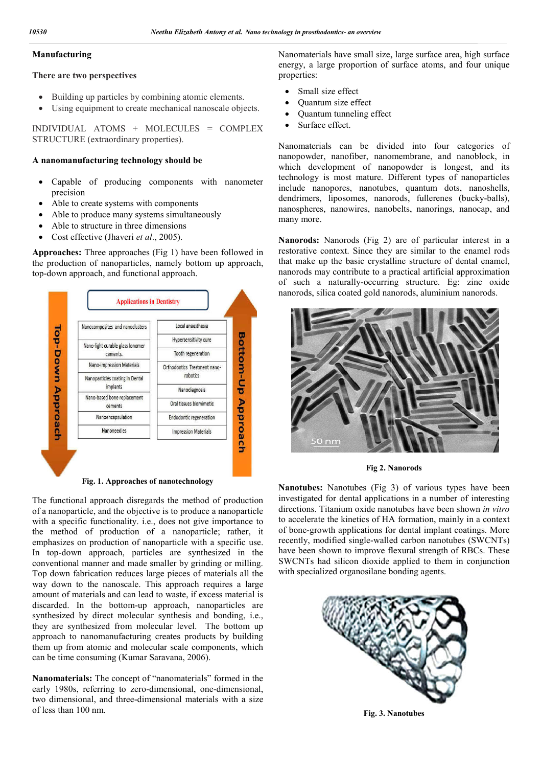## Manufacturing

### There are two perspectives

- Building up particles by combining atomic elements.
- Using equipment to create mechanical nanoscale objects.

INDIVIDUAL ATOMS + MOLECULES = COMPLEX STRUCTURE (extraordinary properties).

### A nanomanufacturing technology should be

- Capable of producing components with nanometer precision
- Able to create systems with components
- Able to produce many systems simultaneously
- Able to structure in three dimensions
- Cost effective (Jhaveri *et al*., 2005).

**Approaches:** Three approaches (Fig 1) have been followed in the production of nanoparticles, namely bottom up approach, top-down approach, and functional approach.

Fig. 1. Approaches of nanotechnology

The functional approach disregards the method of production of a nanoparticle, and the objective is to produce a nanoparticle with a specific functionality. i.e., does not give importance to the method of production of a nanoparticle; rather, it emphasizes on production of nanoparticle with a specific use. In top-down approach, particles are synthesized in the conventional manner and made smaller by grinding or milling. Top down fabrication reduces large pieces of materials all the way down to the nanoscale. This approach requires a large amount of materials and can lead to waste, if excess material is discarded. In the bottom-up approach, nanoparticles are synthesized by direct molecular synthesis and bonding, i.e., they are synthesized from molecular level. The bottom up approach to nanomanufacturing creates products by building them up from atomic and molecular scale components, which can be time consuming (Kumar Saravana, 2006).

**Nanomaterials:** The concept of "nanomaterials" formed in the early 1980s, referring to zero-dimensional, one-dimensional, two dimensional, and three-dimensional materials with a size of less than 100 nm.

Nanomaterials have small size, large surface area, high surface energy, a large proportion of surface atoms, and four unique properties:

- Small size effect
- Quantum size effect
- Quantum tunneling effect
- Surface effect.

Nanomaterials can be divided into four categories of nanopowder, nanofiber, nanomembrane, and nanoblock, in which development of nanopowder is longest, and its technology is most mature. Different types of nanoparticles include nanopores, nanotubes, quantum dots, nanoshells, dendrimers, liposomes, nanorods, fullerenes (bucky-balls), nanospheres, nanowires, nanobelts, nanorings, nanocap, and many more.

**Nanorods:** Nanorods (Fig 2) are of particular interest in a restorative context. Since they are similar to the enamel rods that make up the basic crystalline structure of dental enamel, nanorods may contribute to a practical artificial approximation of such a naturally-occurring structure. Eg: zinc oxide nanorods, silica coated gold nanorods, aluminium nanorods.

Fig 2. Nanorods

**Nanotubes:** Nanotubes (Fig 3) of various types have been investigated for dental applications in a number of interesting directions. Titanium oxide nanotubes have been shown *in vitro* to accelerate the kinetics of HA formation, mainly in a context of bone-growth applications for dental implant coatings. More recently, modified single-walled carbon nanotubes (SWCNTs) have been shown to improve flexural strength of RBCs. These SWCNTs had silicon dioxide applied to them in conjunction with specialized organosilane bonding agents.

Fig. 3. Nanotubes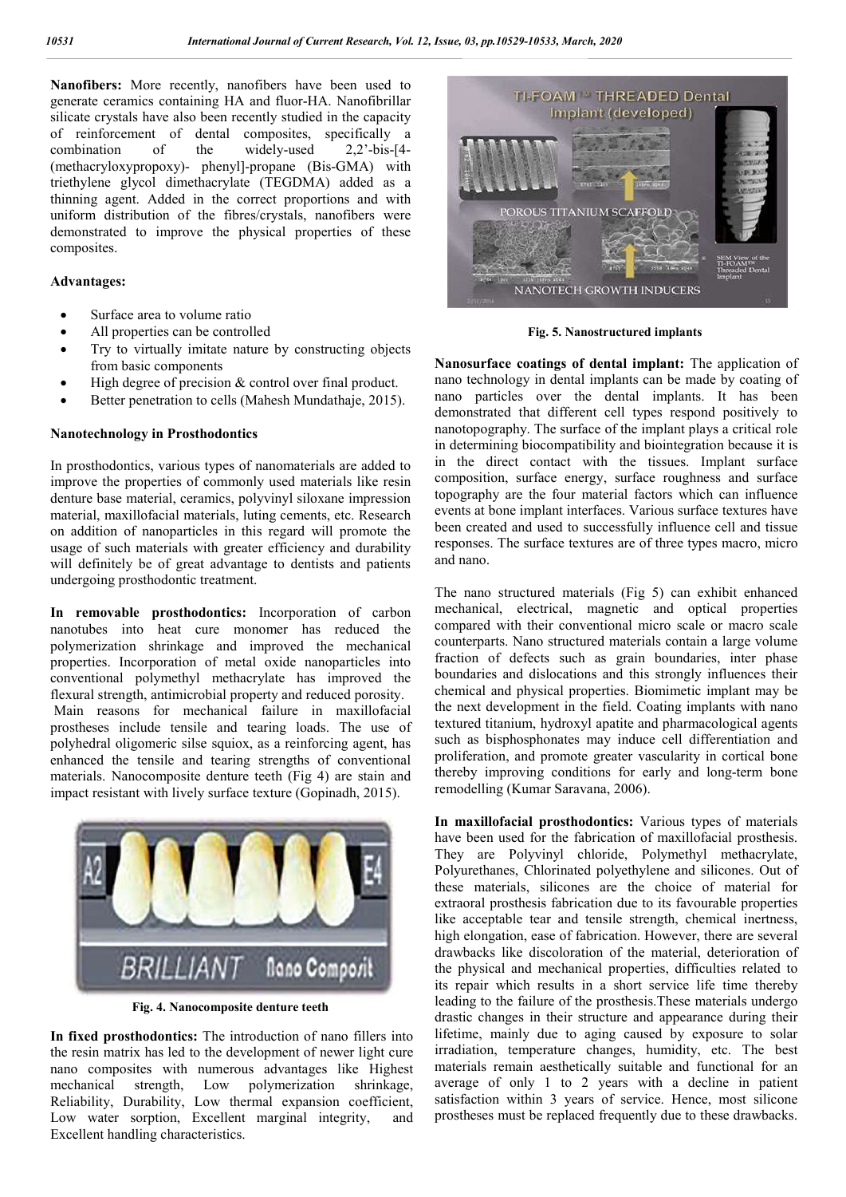**Nanofibers:** More recently, nanofibers have been used to generate ceramics containing HA and fluor-HA. Nanofibrillar silicate crystals have also been recently studied in the capacity of reinforcement of dental composites, specifically a combination of the widely-used 2,2'-bis-[4-(methacryloxypropoxy)- phenyl]-propane (Bis-GMA) with triethylene glycol dimethacrylate (TEGDMA) added as a thinning agent. Added in the correct proportions and with uniform distribution of the fibres/crystals, nanofibers were demonstrated to improve the physical properties of these composites.

**Advantages:**

- Surface area to volume ratio
- All properties can be controlled
- Try to virtually imitate nature by constructing objects from basic components
- High degree of precision & control over final product.
- Better penetration to cells (Mahesh Mundathaje, 2015).

**Nanotechnology in Prosthodontics**

In prosthodontics, various types of nanomaterials are added to improve the properties of commonly used materials like resin denture base material, ceramics, polyvinyl siloxane impression material, maxillofacial materials, luting cements, etc. Research on addition of nanoparticles in this regard will promote the usage of such materials with greater efficiency and durability will definitely be of great advantage to dentists and patients undergoing prosthodontic treatment.

**In removable prosthodontics:** Incorporation of carbon nanotubes into heat cure monomer has reduced the polymerization shrinkage and improved the mechanical properties. Incorporation of metal oxide nanoparticles into conventional polymethyl methacrylate has improved the flexural strength, antimicrobial property and reduced porosity.
Main reasons for mechanical failure in maxillofacial prostheses include tensile and tearing loads. The use of polyhedral oligomeric silse squiox, as a reinforcing agent, has enhanced the tensile and tearing strengths of conventional materials. Nanocomposite denture teeth (Fig 4) are stain and impact resistant with lively surface texture (Gopinadh, 2015).

Fig. 4. Nanocomposite denture teeth

**In fixed prosthodontics:** The introduction of nano fillers into the resin matrix has led to the development of newer light cure nano composites with numerous advantages like Highest mechanical strength, Low polymerization shrinkage, Reliability, Durability, Low thermal expansion coefficient, Low water sorption, Excellent marginal integrity, and Excellent handling characteristics.

Fig. 5. Nanostructured implants

**Nanosurface coatings of dental implant:** The application of nano technology in dental implants can be made by coating of nano particles over the dental implants. It has been demonstrated that different cell types respond positively to nanotopography. The surface of the implant plays a critical role in determining biocompatibility and biointegration because it is in the direct contact with the tissues. Implant surface composition, surface energy, surface roughness and surface topography are the four material factors which can influence events at bone implant interfaces. Various surface textures have been created and used to successfully influence cell and tissue responses. The surface textures are of three types macro, micro and nano.

The nano structured materials (Fig 5) can exhibit enhanced mechanical, electrical, magnetic and optical properties compared with their conventional micro scale or macro scale counterparts. Nano structured materials contain a large volume fraction of defects such as grain boundaries, inter phase boundaries and dislocations and this strongly influences their chemical and physical properties. Biomimetic implant may be the next development in the field. Coating implants with nano textured titanium, hydroxyl apatite and pharmacological agents such as bisphosphonates may induce cell differentiation and proliferation, and promote greater vascularity in cortical bone thereby improving conditions for early and long-term bone remodelling (Kumar Saravana, 2006).

**In maxillofacial prosthodontics:** Various types of materials have been used for the fabrication of maxillofacial prosthesis. They are Polyvinyl chloride, Polymethyl methacrylate, Polyurethanes, Chlorinated polyethylene and silicones. Out of these materials, silicones are the choice of material for extraoral prosthesis fabrication due to its favourable properties like acceptable tear and tensile strength, chemical inertness, high elongation, ease of fabrication. However, there are several drawbacks like discoloration of the material, deterioration of the physical and mechanical properties, difficulties related to its repair which results in a short service life time thereby leading to the failure of the prosthesis.These materials undergo drastic changes in their structure and appearance during their lifetime, mainly due to aging caused by exposure to solar irradiation, temperature changes, humidity, etc. The best materials remain aesthetically suitable and functional for an average of only 1 to 2 years with a decline in patient satisfaction within 3 years of service. Hence, most silicone prostheses must be replaced frequently due to these drawbacks.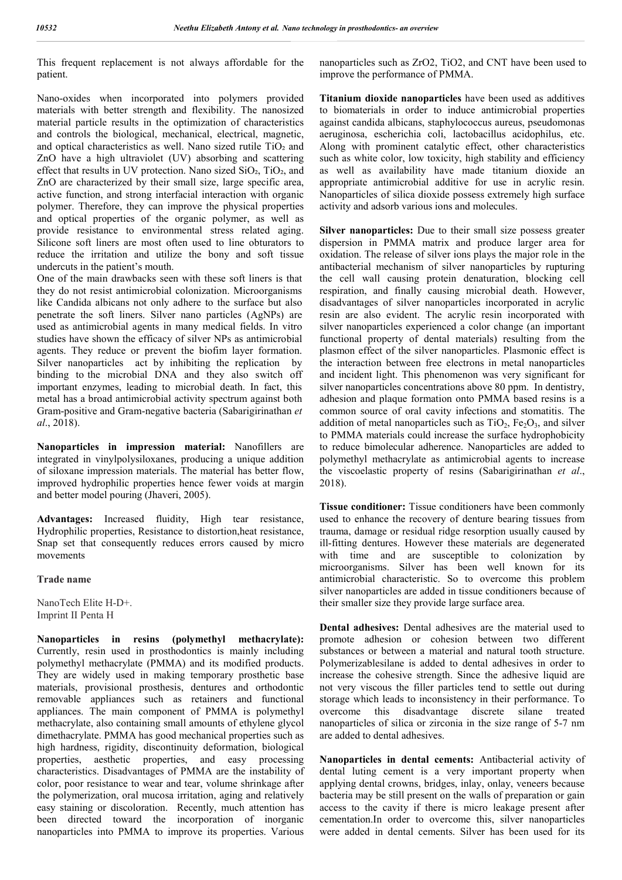This frequent replacement is not always affordable for the patient.

Nano-oxides when incorporated into polymers provided materials with better strength and flexibility. The nanosized material particle results in the optimization of characteristics and controls the biological, mechanical, electrical, magnetic, and optical characteristics as well. Nano sized rutile $TiO_2$ and ZnO have a high ultraviolet (UV) absorbing and scattering effect that results in UV protection. Nano sized $SiO_2$, $TiO_2$, and ZnO are characterized by their small size, large specific area, active function, and strong interfacial interaction with organic polymer. Therefore, they can improve the physical properties and optical properties of the organic polymer, as well as provide resistance to environmental stress related aging. Silicone soft liners are most often used to line obturators to reduce the irritation and utilize the bony and soft tissue undercuts in the patient's mouth.

One of the main drawbacks seen with these soft liners is that they do not resist antimicrobial colonization. Microorganisms like Candida albicans not only adhere to the surface but also penetrate the soft liners. Silver nano particles (AgNPs) are used as antimicrobial agents in many medical fields. In vitro studies have shown the efficacy of silver NPs as antimicrobial agents. They reduce or prevent the biofim layer formation. Silver nanoparticles act by inhibiting the replication by binding to the microbial DNA and they also switch off important enzymes, leading to microbial death. In fact, this metal has a broad antimicrobial activity spectrum against both Gram-positive and Gram-negative bacteria (Sabarigirinathan *et al*., 2018).

**Nanoparticles in impression material:** Nanofillers are integrated in vinylpolysiloxanes, producing a unique addition of siloxane impression materials. The material has better flow, improved hydrophilic properties hence fewer voids at margin and better model pouring (Jhaveri, 2005).

**Advantages:** Increased fluidity, High tear resistance, Hydrophilic properties, Resistance to distortion,heat resistance, Snap set that consequently reduces errors caused by micro movements

**Trade name**

NanoTech Elite H-D+.
Imprint II Penta H

**Nanoparticles in resins (polymethyl methacrylate):** Currently, resin used in prosthodontics is mainly including polymethyl methacrylate (PMMA) and its modified products. They are widely used in making temporary prosthetic base materials, provisional prosthesis, dentures and orthodontic removable appliances such as retainers and functional appliances. The main component of PMMA is polymethyl methacrylate, also containing small amounts of ethylene glycol dimethacrylate. PMMA has good mechanical properties such as high hardness, rigidity, discontinuity deformation, biological properties, aesthetic properties, and easy processing characteristics. Disadvantages of PMMA are the instability of color, poor resistance to wear and tear, volume shrinkage after the polymerization, oral mucosa irritation, aging and relatively easy staining or discoloration. Recently, much attention has been directed toward the incorporation of inorganic nanoparticles into PMMA to improve its properties. Various nanoparticles such as ZrO2, TiO2, and CNT have been used to improve the performance of PMMA.

**Titanium dioxide nanoparticles** have been used as additives to biomaterials in order to induce antimicrobial properties against candida albicans, staphylococcus aureus, pseudomonas aeruginosa, escherichia coli, lactobacillus acidophilus, etc. Along with prominent catalytic effect, other characteristics such as white color, low toxicity, high stability and efficiency as well as availability have made titanium dioxide an appropriate antimicrobial additive for use in acrylic resin. Nanoparticles of silica dioxide possess extremely high surface activity and adsorb various ions and molecules.

**Silver nanoparticles:** Due to their small size possess greater dispersion in PMMA matrix and produce larger area for oxidation. The release of silver ions plays the major role in the antibacterial mechanism of silver nanoparticles by rupturing the cell wall causing protein denaturation, blocking cell respiration, and finally causing microbial death. However, disadvantages of silver nanoparticles incorporated in acrylic resin are also evident. The acrylic resin incorporated with silver nanoparticles experienced a color change (an important functional property of dental materials) resulting from the plasmon effect of the silver nanoparticles. Plasmonic effect is the interaction between free electrons in metal nanoparticles and incident light. This phenomenon was very significant for silver nanoparticles concentrations above 80 ppm. In dentistry, adhesion and plaque formation onto PMMA based resins is a common source of oral cavity infections and stomatitis. The addition of metal nanoparticles such as $TiO_2$, $Fe_2O_3$, and silver to PMMA materials could increase the surface hydrophobicity to reduce bimolecular adherence. Nanoparticles are added to polymethyl methacrylate as antimicrobial agents to increase the viscoelastic property of resins (Sabarigirinathan *et al*., 2018).

**Tissue conditioner:** Tissue conditioners have been commonly used to enhance the recovery of denture bearing tissues from trauma, damage or residual ridge resorption usually caused by ill-fitting dentures. However these materials are degenerated with time and are susceptible to colonization by microorganisms. Silver has been well known for its antimicrobial characteristic. So to overcome this problem silver nanoparticles are added in tissue conditioners because of their smaller size they provide large surface area.

**Dental adhesives:** Dental adhesives are the material used to promote adhesion or cohesion between two different substances or between a material and natural tooth structure. Polymerizablesilane is added to dental adhesives in order to increase the cohesive strength. Since the adhesive liquid are not very viscous the filler particles tend to settle out during storage which leads to inconsistency in their performance. To overcome this disadvantage discrete silane treated nanoparticles of silica or zirconia in the size range of 5-7 nm are added to dental adhesives.

**Nanoparticles in dental cements:** Antibacterial activity of dental luting cement is a very important property when applying dental crowns, bridges, inlay, onlay, veneers because bacteria may be still present on the walls of preparation or gain access to the cavity if there is micro leakage present after cementation.In order to overcome this, silver nanoparticles were added in dental cements. Silver has been used for its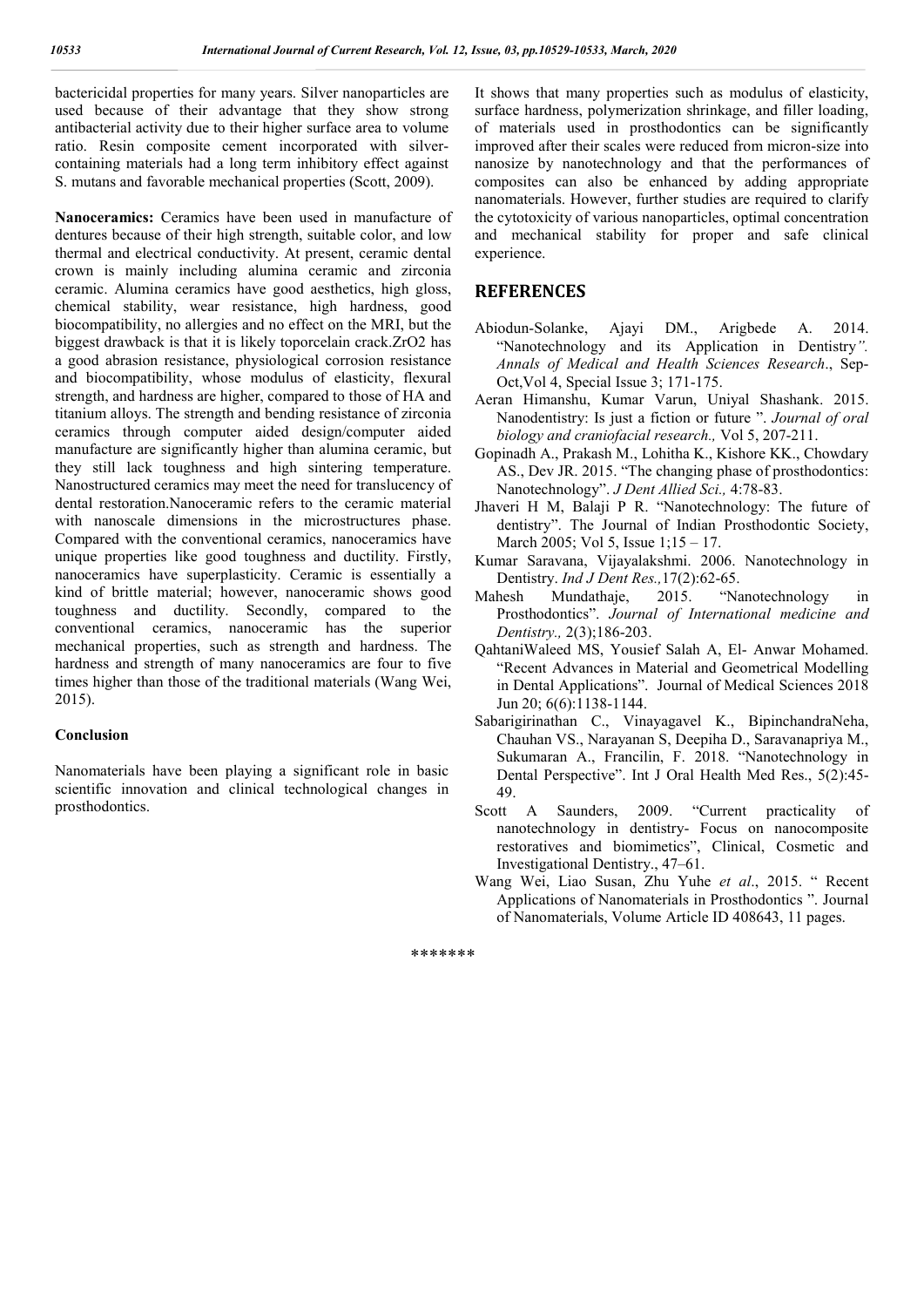bactericidal properties for many years. Silver nanoparticles are used because of their advantage that they show strong antibacterial activity due to their higher surface area to volume ratio. Resin composite cement incorporated with silver-containing materials had a long term inhibitory effect against S. mutans and favorable mechanical properties (Scott, 2009).

**Nanoceramics:** Ceramics have been used in manufacture of dentures because of their high strength, suitable color, and low thermal and electrical conductivity. At present, ceramic dental crown is mainly including alumina ceramic and zirconia ceramic. Alumina ceramics have good aesthetics, high gloss, chemical stability, wear resistance, high hardness, good biocompatibility, no allergies and no effect on the MRI, but the biggest drawback is that it is likely toporcelain crack.$ZrO_2$ has a good abrasion resistance, physiological corrosion resistance and biocompatibility, whose modulus of elasticity, flexural strength, and hardness are higher, compared to those of HA and titanium alloys. The strength and bending resistance of zirconia ceramics through computer aided design/computer aided manufacture are significantly higher than alumina ceramic, but they still lack toughness and high sintering temperature. Nanostructured ceramics may meet the need for translucency of dental restoration.Nanoceramic refers to the ceramic material with nanoscale dimensions in the microstructures phase. Compared with the conventional ceramics, nanoceramics have unique properties like good toughness and ductility. Firstly, nanoceramics have superplasticity. Ceramic is essentially a kind of brittle material; however, nanoceramic shows good toughness and ductility. Secondly, compared to the conventional ceramics, nanoceramic has the superior mechanical properties, such as strength and hardness. The hardness and strength of many nanoceramics are four to five times higher than those of the traditional materials (Wang Wei, 2015).

### Conclusion

Nanomaterials have been playing a significant role in basic scientific innovation and clinical technological changes in prosthodontics.

It shows that many properties such as modulus of elasticity, surface hardness, polymerization shrinkage, and filler loading, of materials used in prosthodontics can be significantly improved after their scales were reduced from micron-size into nanosize by nanotechnology and that the performances of composites can also be enhanced by adding appropriate nanomaterials. However, further studies are required to clarify the cytotoxicity of various nanoparticles, optimal concentration and mechanical stability for proper and safe clinical experience.

## REFERENCES

Abiodun-Solanke, Ajayi DM., Arigbede A. 2014. "Nanotechnology and its Application in Dentistry". *Annals of Medical and Health Sciences Research*., Sep-Oct,Vol 4, Special Issue 3; 171-175.

Aeran Himanshu, Kumar Varun, Uniyal Shashank. 2015. Nanodentistry: Is just a fiction or future ". *Journal of oral biology and craniofacial research.,* Vol 5, 207-211.

Gopinadh A., Prakash M., Lohitha K., Kishore KK., Chowdary AS., Dev JR. 2015. "The changing phase of prosthodontics: Nanotechnology". *J Dent Allied Sci.,* 4:78-83.

Jhaveri H M, Balaji P R. "Nanotechnology: The future of dentistry". The Journal of Indian Prosthodontic Society, March 2005; Vol 5, Issue 1;15 – 17.

Kumar Saravana, Vijayalakshmi. 2006. Nanotechnology in Dentistry. *Ind J Dent Res.,*17(2):62-65.

Mahesh Mundathaje, 2015. "Nanotechnology in Prosthodontics". *Journal of International medicine and Dentistry.,* 2(3);186-203.

QahtaniWaleed MS, Yousief Salah A, El- Anwar Mohamed. "Recent Advances in Material and Geometrical Modelling in Dental Applications". Journal of Medical Sciences 2018 Jun 20; 6(6):1138-1144.

Sabarigirinathan C., Vinayagavel K., BipinchandraNeha, Chauhan VS., Narayanan S, Deepiha D., Saravanapriya M., Sukumaran A., Francilin, F. 2018. "Nanotechnology in Dental Perspective". Int J Oral Health Med Res., 5(2):45-49.

Scott A Saunders, 2009. "Current practicality of nanotechnology in dentistry- Focus on nanocomposite restoratives and biomimetics", Clinical, Cosmetic and Investigational Dentistry., 47–61.

Wang Wei, Liao Susan, Zhu Yuhe *et al*., 2015. " Recent Applications of Nanomaterials in Prosthodontics ". Journal of Nanomaterials, Volume Article ID 408643, 11 pages.

*******